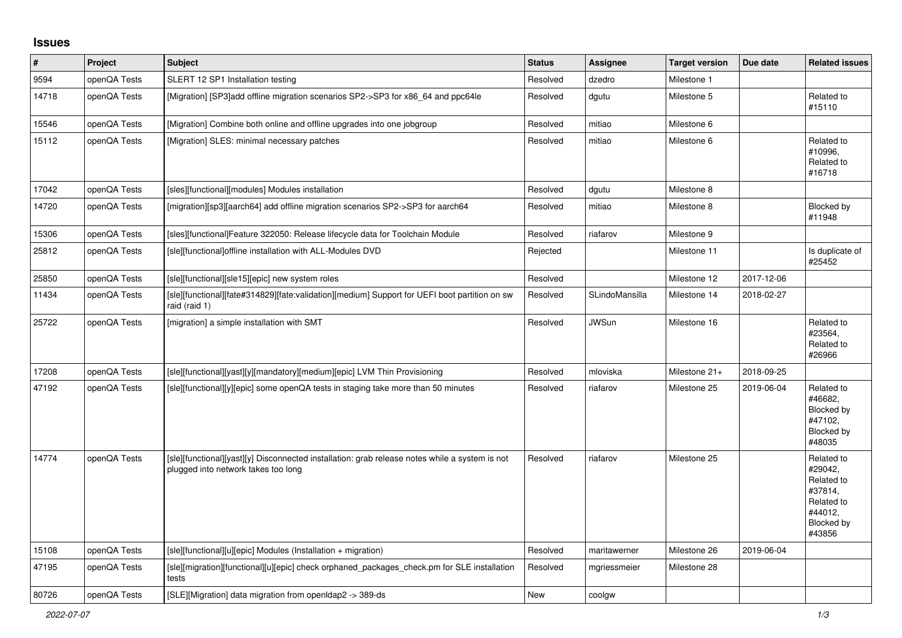# Issues

| # | Project | Subject | Status | Assignee | Target version | Due date | Related issues |
|---|---|---|---|---|---|---|---|
| 9594 | openQA Tests | SLERT 12 SP1 Installation testing | Resolved | dzedro | Milestone 1 | | |
| 14718 | openQA Tests | [Migration] [SP3]add offline migration scenarios SP2->SP3 for x86_64 and ppc64le | Resolved | dgutu | Milestone 5 | | Related to #15110 |
| 15546 | openQA Tests | [Migration] Combine both online and offline upgrades into one jobgroup | Resolved | mitiao | Milestone 6 | | |
| 15112 | openQA Tests | [Migration] SLES: minimal necessary patches | Resolved | mitiao | Milestone 6 | | Related to #10996, Related to #16718 |
| 17042 | openQA Tests | [sles][functional][modules] Modules installation | Resolved | dgutu | Milestone 8 | | |
| 14720 | openQA Tests | [migration][sp3][aarch64] add offline migration scenarios SP2->SP3 for aarch64 | Resolved | mitiao | Milestone 8 | | Blocked by #11948 |
| 15306 | openQA Tests | [sles][functional]Feature 322050: Release lifecycle data for Toolchain Module | Resolved | riafarov | Milestone 9 | | |
| 25812 | openQA Tests | [sle][functional]offline installation with ALL-Modules DVD | Rejected | | Milestone 11 | | Is duplicate of #25452 |
| 25850 | openQA Tests | [sle][functional][sle15][epic] new system roles | Resolved | | Milestone 12 | 2017-12-06 | |
| 11434 | openQA Tests | [sle][functional][fate#314829][fate:validation][medium] Support for UEFI boot partition on sw raid (raid 1) | Resolved | SLindoMansilla | Milestone 14 | 2018-02-27 | |
| 25722 | openQA Tests | [migration] a simple installation with SMT | Resolved | JWSun | Milestone 16 | | Related to #23564, Related to #26966 |
| 17208 | openQA Tests | [sle][functional][yast][y][mandatory][medium][epic] LVM Thin Provisioning | Resolved | mloviska | Milestone 21+ | 2018-09-25 | |
| 47192 | openQA Tests | [sle][functional][y][epic] some openQA tests in staging take more than 50 minutes | Resolved | riafarov | Milestone 25 | 2019-06-04 | Related to #46682, Blocked by #47102, Blocked by #48035 |
| 14774 | openQA Tests | [sle][functional][yast][y] Disconnected installation: grab release notes while a system is not plugged into network takes too long | Resolved | riafarov | Milestone 25 | | Related to #29042, Related to #37814, Related to #44012, Blocked by #43856 |
| 15108 | openQA Tests | [sle][functional][u][epic] Modules (Installation + migration) | Resolved | maritawerner | Milestone 26 | 2019-06-04 | |
| 47195 | openQA Tests | [sle][migration][functional][u][epic] check orphaned_packages_check.pm for SLE installation tests | Resolved | mgriessmeier | Milestone 28 | | |
| 80726 | openQA Tests | [SLE][Migration] data migration from openldap2 -> 389-ds | New | coolgw | | | |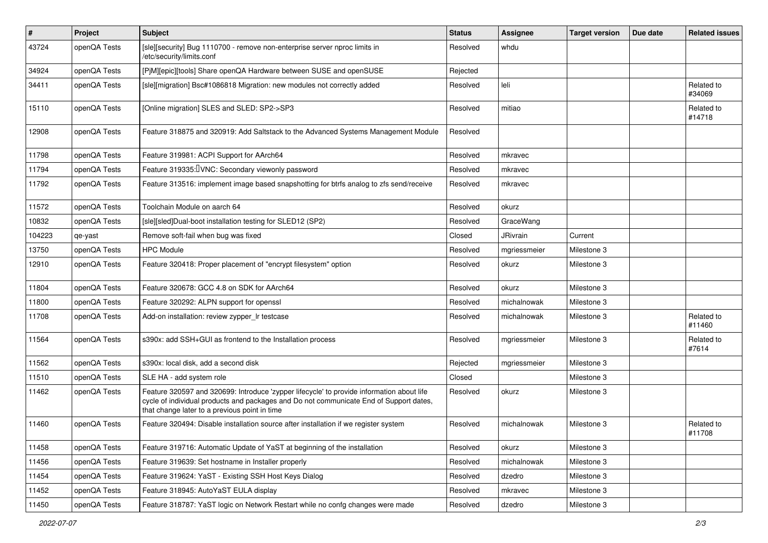| # | Project | Subject | Status | Assignee | Target version | Due date | Related issues |
|---|---|---|---|---|---|---|---|
| 43724 | openQA Tests | [sle][security] Bug 1110700 - remove non-enterprise server nproc limits in /etc/security/limits.conf | Resolved | whdu | | | |
| 34924 | openQA Tests | [PjM][epic][tools] Share openQA Hardware between SUSE and openSUSE | Rejected | | | | |
| 34411 | openQA Tests | [sle][migration] Bsc#1086818 Migration: new modules not correctly added | Resolved | leli | | | Related to #34069 |
| 15110 | openQA Tests | [Online migration] SLES and SLED: SP2->SP3 | Resolved | mitiao | | | Related to #14718 |
| 12908 | openQA Tests | Feature 318875 and 320919: Add Saltstack to the Advanced Systems Management Module | Resolved | | | | |
| 11798 | openQA Tests | Feature 319981: ACPI Support for AArch64 | Resolved | mkravec | | | |
| 11794 | openQA Tests | Feature 319335: VNC: Secondary viewonly password | Resolved | mkravec | | | |
| 11792 | openQA Tests | Feature 313516: implement image based snapshotting for btrfs analog to zfs send/receive | Resolved | mkravec | | | |
| 11572 | openQA Tests | Toolchain Module on aarch 64 | Resolved | okurz | | | |
| 10832 | openQA Tests | [sle][sled]Dual-boot installation testing for SLED12 (SP2) | Resolved | GraceWang | | | |
| 104223 | qe-yast | Remove soft-fail when bug was fixed | Closed | JRivrain | Current | | |
| 13750 | openQA Tests | HPC Module | Resolved | mgriessmeier | Milestone 3 | | |
| 12910 | openQA Tests | Feature 320418: Proper placement of "encrypt filesystem" option | Resolved | okurz | Milestone 3 | | |
| 11804 | openQA Tests | Feature 320678: GCC 4.8 on SDK for AArch64 | Resolved | okurz | Milestone 3 | | |
| 11800 | openQA Tests | Feature 320292: ALPN support for openssl | Resolved | michalnowak | Milestone 3 | | |
| 11708 | openQA Tests | Add-on installation: review zypper_lr testcase | Resolved | michalnowak | Milestone 3 | | Related to #11460 |
| 11564 | openQA Tests | s390x: add SSH+GUI as frontend to the Installation process | Resolved | mgriessmeier | Milestone 3 | | Related to #7614 |
| 11562 | openQA Tests | s390x: local disk, add a second disk | Rejected | mgriessmeier | Milestone 3 | | |
| 11510 | openQA Tests | SLE HA - add system role | Closed | | Milestone 3 | | |
| 11462 | openQA Tests | Feature 320597 and 320699: Introduce 'zypper lifecycle' to provide information about life cycle of individual products and packages and Do not communicate End of Support dates, that change later to a previous point in time | Resolved | okurz | Milestone 3 | | |
| 11460 | openQA Tests | Feature 320494: Disable installation source after installation if we register system | Resolved | michalnowak | Milestone 3 | | Related to #11708 |
| 11458 | openQA Tests | Feature 319716: Automatic Update of YaST at beginning of the installation | Resolved | okurz | Milestone 3 | | |
| 11456 | openQA Tests | Feature 319639: Set hostname in Installer properly | Resolved | michalnowak | Milestone 3 | | |
| 11454 | openQA Tests | Feature 319624: YaST - Existing SSH Host Keys Dialog | Resolved | dzedro | Milestone 3 | | |
| 11452 | openQA Tests | Feature 318945: AutoYaST EULA display | Resolved | mkravec | Milestone 3 | | |
| 11450 | openQA Tests | Feature 318787: YaST logic on Network Restart while no confg changes were made | Resolved | dzedro | Milestone 3 | | |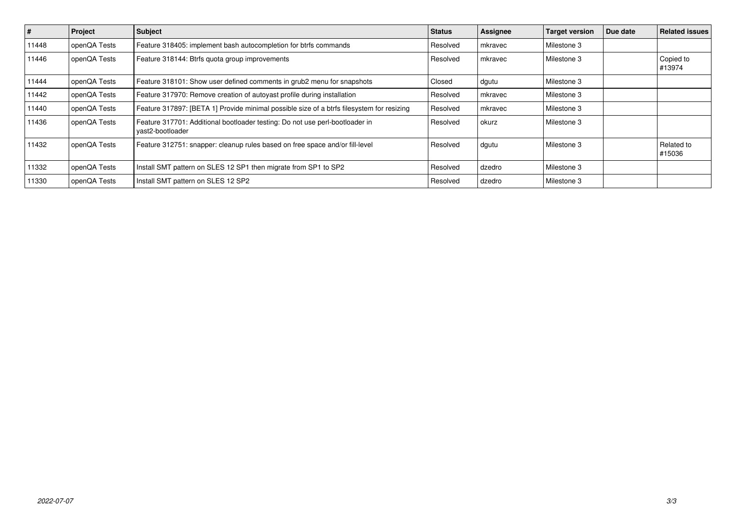| # | Project | Subject | Status | Assignee | Target version | Due date | Related issues |
|---|---|---|---|---|---|---|---|
| 11448 | openQA Tests | Feature 318405: implement bash autocompletion for btrfs commands | Resolved | mkravec | Milestone 3 | | |
| 11446 | openQA Tests | Feature 318144: Btrfs quota group improvements | Resolved | mkravec | Milestone 3 | | Copied to #13974 |
| 11444 | openQA Tests | Feature 318101: Show user defined comments in grub2 menu for snapshots | Closed | dgutu | Milestone 3 | | |
| 11442 | openQA Tests | Feature 317970: Remove creation of autoyast profile during installation | Resolved | mkravec | Milestone 3 | | |
| 11440 | openQA Tests | Feature 317897: [BETA 1] Provide minimal possible size of a btrfs filesystem for resizing | Resolved | mkravec | Milestone 3 | | |
| 11436 | openQA Tests | Feature 317701: Additional bootloader testing: Do not use perl-bootloader in yast2-bootloader | Resolved | okurz | Milestone 3 | | |
| 11432 | openQA Tests | Feature 312751: snapper: cleanup rules based on free space and/or fill-level | Resolved | dgutu | Milestone 3 | | Related to #15036 |
| 11332 | openQA Tests | Install SMT pattern on SLES 12 SP1 then migrate from SP1 to SP2 | Resolved | dzedro | Milestone 3 | | |
| 11330 | openQA Tests | Install SMT pattern on SLES 12 SP2 | Resolved | dzedro | Milestone 3 | | |